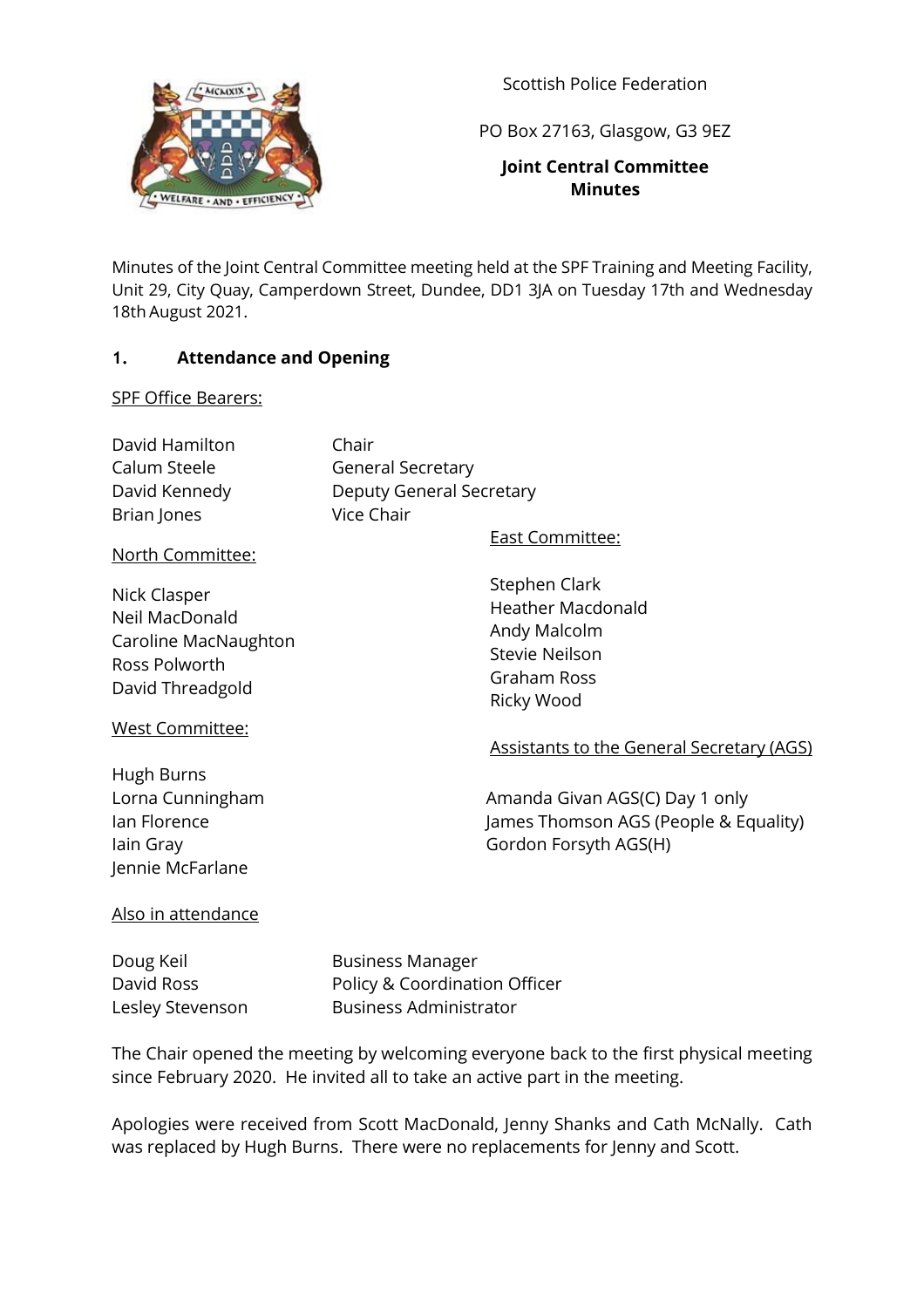Scottish Police Federation

PO Box 27163, Glasgow, G3 9EZ

**Joint Central Committee Minutes**

Minutes of the Joint Central Committee meeting held at the SPF Training and Meeting Facility, Unit 29, City Quay, Camperdown Street, Dundee, DD1 3JA on Tuesday 17th and Wednesday 18th August 2021.

## 1. Attendance and Opening

SPF Office Bearers:

| | |
|---|---|
| David Hamilton | Chair |
| Calum Steele | General Secretary |
| David Kennedy | Deputy General Secretary |
| Brian Jones | Vice Chair |

North Committee:

Nick Clasper
Neil MacDonald
Caroline MacNaughton
Ross Polworth
David Threadgold

East Committee:

Stephen Clark
Heather Macdonald
Andy Malcolm
Stevie Neilson
Graham Ross
Ricky Wood

West Committee:

Hugh Burns
Lorna Cunningham
Ian Florence
Iain Gray
Jennie McFarlane

Assistants to the General Secretary (AGS)

Amanda Givan AGS(C) Day 1 only
James Thomson AGS (People & Equality)
Gordon Forsyth AGS(H)

Also in attendance

| | |
|---|---|
| Doug Keil | Business Manager |
| David Ross | Policy & Coordination Officer |
| Lesley Stevenson | Business Administrator |

The Chair opened the meeting by welcoming everyone back to the first physical meeting since February 2020. He invited all to take an active part in the meeting.

Apologies were received from Scott MacDonald, Jenny Shanks and Cath McNally. Cath was replaced by Hugh Burns. There were no replacements for Jenny and Scott.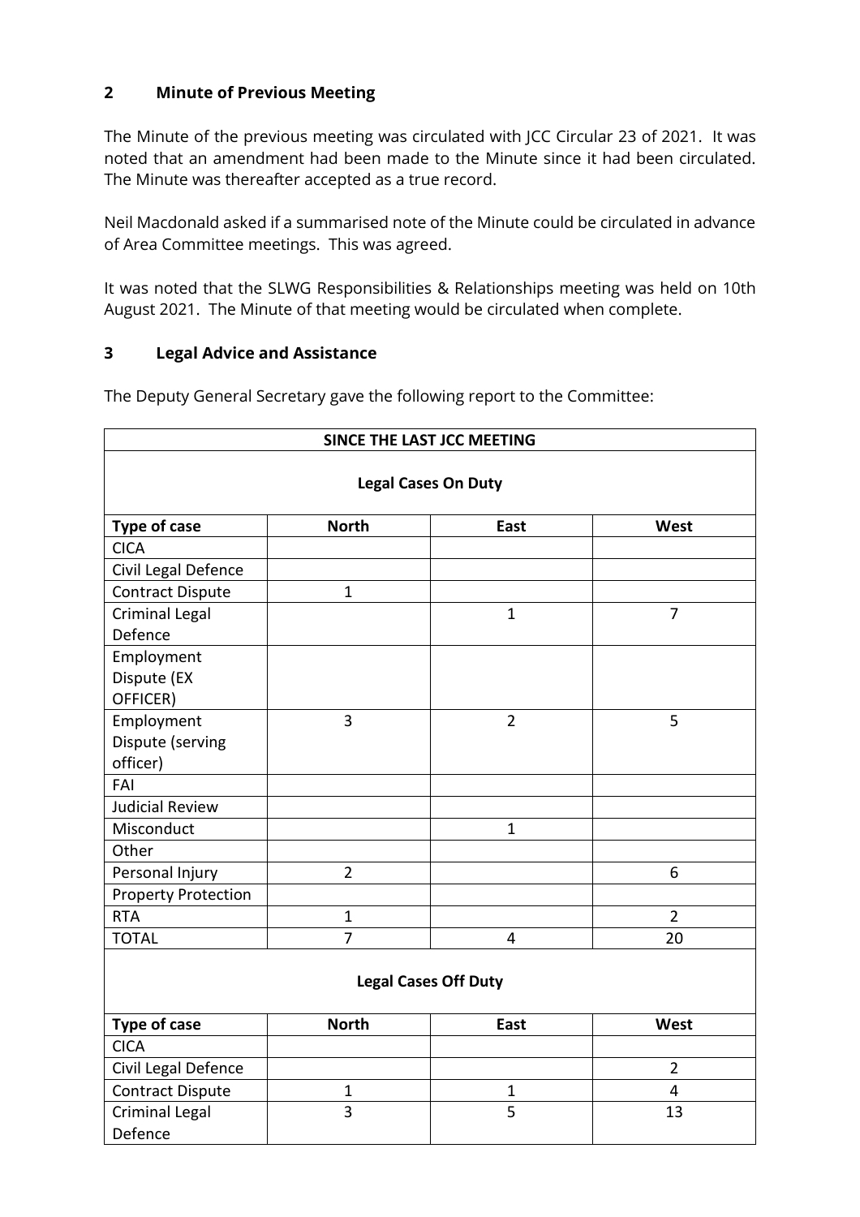## 2 Minute of Previous Meeting

The Minute of the previous meeting was circulated with JCC Circular 23 of 2021. It was noted that an amendment had been made to the Minute since it had been circulated. The Minute was thereafter accepted as a true record.

Neil Macdonald asked if a summarised note of the Minute could be circulated in advance of Area Committee meetings. This was agreed.

It was noted that the SLWG Responsibilities & Relationships meeting was held on 10th August 2021. The Minute of that meeting would be circulated when complete.

## 3 Legal Advice and Assistance

The Deputy General Secretary gave the following report to the Committee:

| **SINCE THE LAST JCC MEETING** | | | |
|---|---|---|---|
| **Legal Cases On Duty** | | | |
| **Type of case** | **North** | **East** | **West** |
| CICA | | | |
| Civil Legal Defence | | | |
| Contract Dispute | 1 | | |
| Criminal Legal Defence | | 1 | 7 |
| Employment Dispute (EX OFFICER) | | | |
| Employment Dispute (serving officer) | 3 | 2 | 5 |
| FAI | | | |
| Judicial Review | | | |
| Misconduct | | 1 | |
| Other | | | |
| Personal Injury | 2 | | 6 |
| Property Protection | | | |
| RTA | 1 | | 2 |
| TOTAL | 7 | 4 | 20 |
| **Legal Cases Off Duty** | | | |
| **Type of case** | **North** | **East** | **West** |
| CICA | | | |
| Civil Legal Defence | | | 2 |
| Contract Dispute | 1 | 1 | 4 |
| Criminal Legal Defence | 3 | 5 | 13 |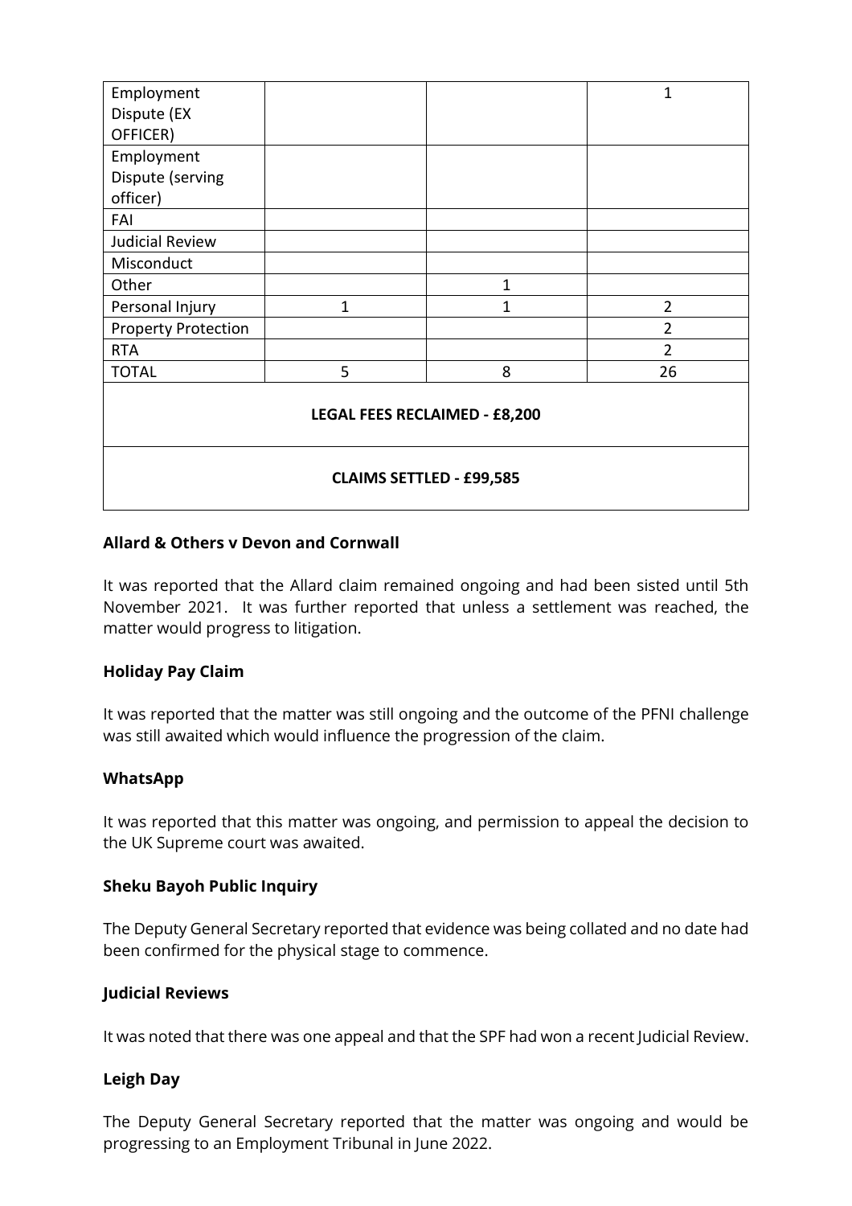| Employment Dispute (EX OFFICER) | | | 1 |
|---|---|---|---|
| Employment Dispute (serving officer) | | | |
| FAI | | | |
| Judicial Review | | | |
| Misconduct | | | |
| Other | | 1 | |
| Personal Injury | 1 | 1 | 2 |
| Property Protection | | | 2 |
| RTA | | | 2 |
| TOTAL | 5 | 8 | 26 |
| **LEGAL FEES RECLAIMED - £8,200** | | | |
| **CLAIMS SETTLED - £99,585** | | | |

**Allard & Others v Devon and Cornwall**

It was reported that the Allard claim remained ongoing and had been sisted until 5th November 2021. It was further reported that unless a settlement was reached, the matter would progress to litigation.

**Holiday Pay Claim**

It was reported that the matter was still ongoing and the outcome of the PFNI challenge was still awaited which would influence the progression of the claim.

**WhatsApp**

It was reported that this matter was ongoing, and permission to appeal the decision to the UK Supreme court was awaited.

**Sheku Bayoh Public Inquiry**

The Deputy General Secretary reported that evidence was being collated and no date had been confirmed for the physical stage to commence.

**Judicial Reviews**

It was noted that there was one appeal and that the SPF had won a recent Judicial Review.

**Leigh Day**

The Deputy General Secretary reported that the matter was ongoing and would be progressing to an Employment Tribunal in June 2022.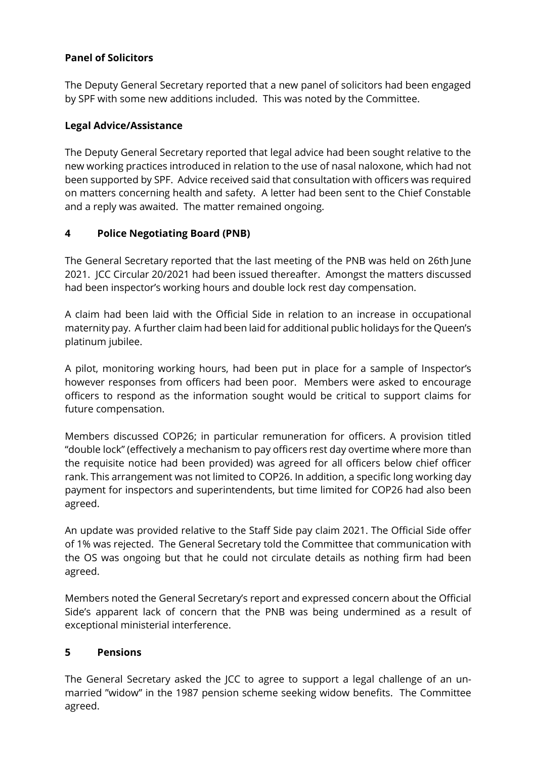**Panel of Solicitors**

The Deputy General Secretary reported that a new panel of solicitors had been engaged by SPF with some new additions included. This was noted by the Committee.

**Legal Advice/Assistance**

The Deputy General Secretary reported that legal advice had been sought relative to the new working practices introduced in relation to the use of nasal naloxone, which had not been supported by SPF. Advice received said that consultation with officers was required on matters concerning health and safety. A letter had been sent to the Chief Constable and a reply was awaited. The matter remained ongoing.

## 4 Police Negotiating Board (PNB)

The General Secretary reported that the last meeting of the PNB was held on 26th June 2021. JCC Circular 20/2021 had been issued thereafter. Amongst the matters discussed had been inspector's working hours and double lock rest day compensation.

A claim had been laid with the Official Side in relation to an increase in occupational maternity pay. A further claim had been laid for additional public holidays for the Queen's platinum jubilee.

A pilot, monitoring working hours, had been put in place for a sample of Inspector's however responses from officers had been poor. Members were asked to encourage officers to respond as the information sought would be critical to support claims for future compensation.

Members discussed COP26; in particular remuneration for officers. A provision titled "double lock" (effectively a mechanism to pay officers rest day overtime where more than the requisite notice had been provided) was agreed for all officers below chief officer rank. This arrangement was not limited to COP26. In addition, a specific long working day payment for inspectors and superintendents, but time limited for COP26 had also been agreed.

An update was provided relative to the Staff Side pay claim 2021. The Official Side offer of 1% was rejected. The General Secretary told the Committee that communication with the OS was ongoing but that he could not circulate details as nothing firm had been agreed.

Members noted the General Secretary's report and expressed concern about the Official Side's apparent lack of concern that the PNB was being undermined as a result of exceptional ministerial interference.

## 5 Pensions

The General Secretary asked the JCC to agree to support a legal challenge of an un-married "widow" in the 1987 pension scheme seeking widow benefits. The Committee agreed.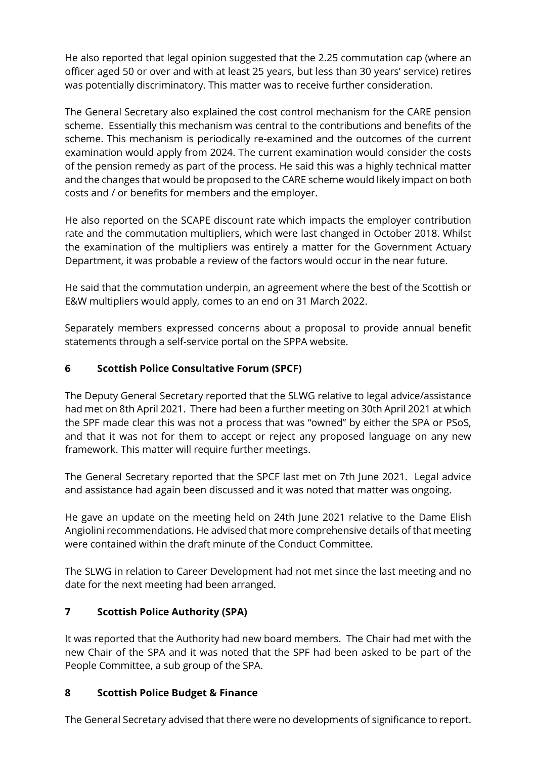He also reported that legal opinion suggested that the 2.25 commutation cap (where an officer aged 50 or over and with at least 25 years, but less than 30 years' service) retires was potentially discriminatory. This matter was to receive further consideration.

The General Secretary also explained the cost control mechanism for the CARE pension scheme. Essentially this mechanism was central to the contributions and benefits of the scheme. This mechanism is periodically re-examined and the outcomes of the current examination would apply from 2024. The current examination would consider the costs of the pension remedy as part of the process. He said this was a highly technical matter and the changes that would be proposed to the CARE scheme would likely impact on both costs and / or benefits for members and the employer.

He also reported on the SCAPE discount rate which impacts the employer contribution rate and the commutation multipliers, which were last changed in October 2018. Whilst the examination of the multipliers was entirely a matter for the Government Actuary Department, it was probable a review of the factors would occur in the near future.

He said that the commutation underpin, an agreement where the best of the Scottish or E&W multipliers would apply, comes to an end on 31 March 2022.

Separately members expressed concerns about a proposal to provide annual benefit statements through a self-service portal on the SPPA website.

## 6 Scottish Police Consultative Forum (SPCF)

The Deputy General Secretary reported that the SLWG relative to legal advice/assistance had met on 8th April 2021. There had been a further meeting on 30th April 2021 at which the SPF made clear this was not a process that was "owned" by either the SPA or PSoS, and that it was not for them to accept or reject any proposed language on any new framework. This matter will require further meetings.

The General Secretary reported that the SPCF last met on 7th June 2021. Legal advice and assistance had again been discussed and it was noted that matter was ongoing.

He gave an update on the meeting held on 24th June 2021 relative to the Dame Elish Angiolini recommendations. He advised that more comprehensive details of that meeting were contained within the draft minute of the Conduct Committee.

The SLWG in relation to Career Development had not met since the last meeting and no date for the next meeting had been arranged.

## 7 Scottish Police Authority (SPA)

It was reported that the Authority had new board members. The Chair had met with the new Chair of the SPA and it was noted that the SPF had been asked to be part of the People Committee, a sub group of the SPA.

## 8 Scottish Police Budget & Finance

The General Secretary advised that there were no developments of significance to report.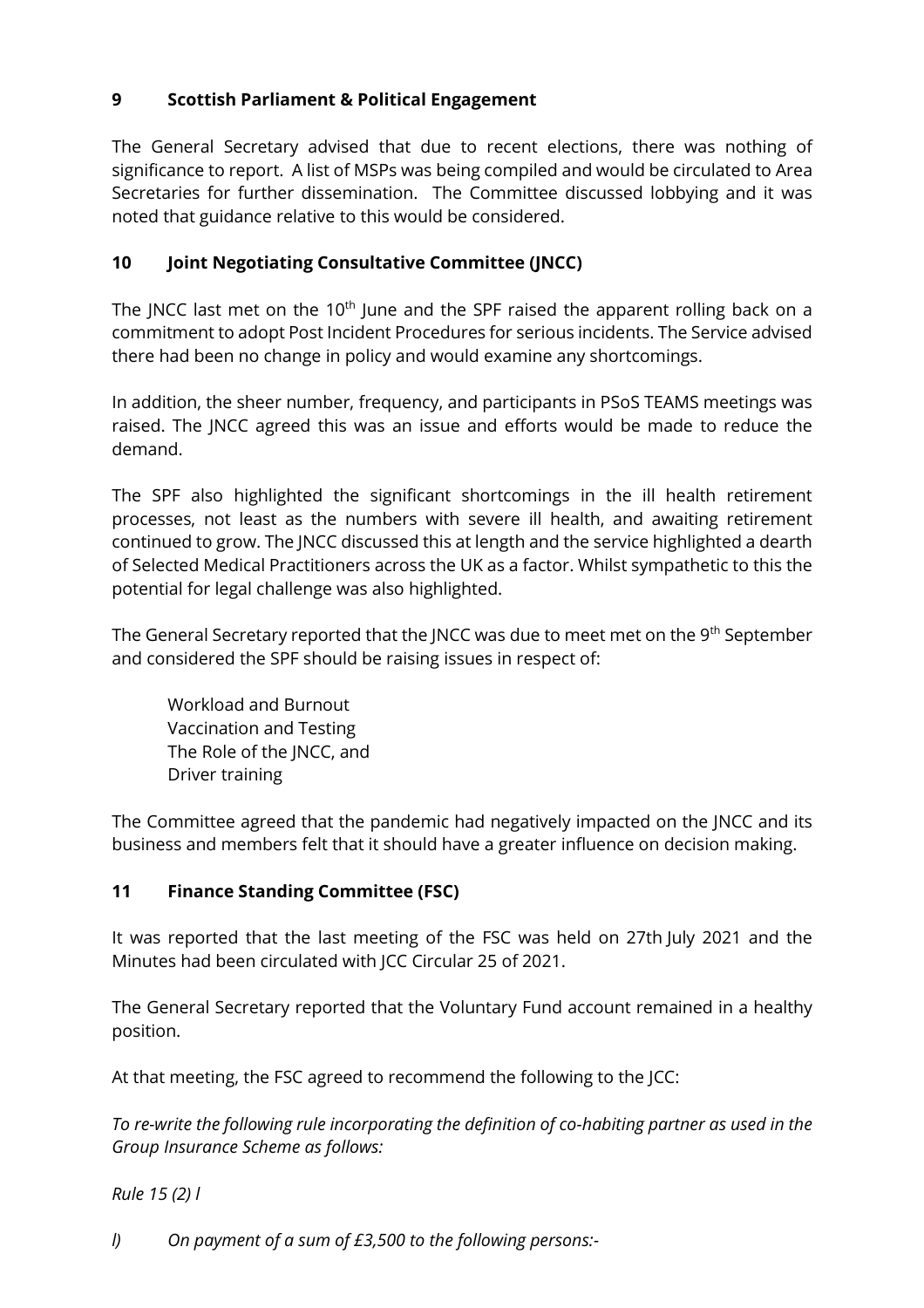## 9 Scottish Parliament & Political Engagement

The General Secretary advised that due to recent elections, there was nothing of significance to report. A list of MSPs was being compiled and would be circulated to Area Secretaries for further dissemination. The Committee discussed lobbying and it was noted that guidance relative to this would be considered.

## 10 Joint Negotiating Consultative Committee (JNCC)

The JNCC last met on the 10th June and the SPF raised the apparent rolling back on a commitment to adopt Post Incident Procedures for serious incidents. The Service advised there had been no change in policy and would examine any shortcomings.

In addition, the sheer number, frequency, and participants in PSoS TEAMS meetings was raised. The JNCC agreed this was an issue and efforts would be made to reduce the demand.

The SPF also highlighted the significant shortcomings in the ill health retirement processes, not least as the numbers with severe ill health, and awaiting retirement continued to grow. The JNCC discussed this at length and the service highlighted a dearth of Selected Medical Practitioners across the UK as a factor. Whilst sympathetic to this the potential for legal challenge was also highlighted.

The General Secretary reported that the JNCC was due to meet met on the 9th September and considered the SPF should be raising issues in respect of:

Workload and Burnout
Vaccination and Testing
The Role of the JNCC, and
Driver training

The Committee agreed that the pandemic had negatively impacted on the JNCC and its business and members felt that it should have a greater influence on decision making.

## 11 Finance Standing Committee (FSC)

It was reported that the last meeting of the FSC was held on 27th July 2021 and the Minutes had been circulated with JCC Circular 25 of 2021.

The General Secretary reported that the Voluntary Fund account remained in a healthy position.

At that meeting, the FSC agreed to recommend the following to the JCC:

*To re-write the following rule incorporating the definition of co-habiting partner as used in the Group Insurance Scheme as follows:*

*Rule 15 (2) l*

*l) On payment of a sum of £3,500 to the following persons:-*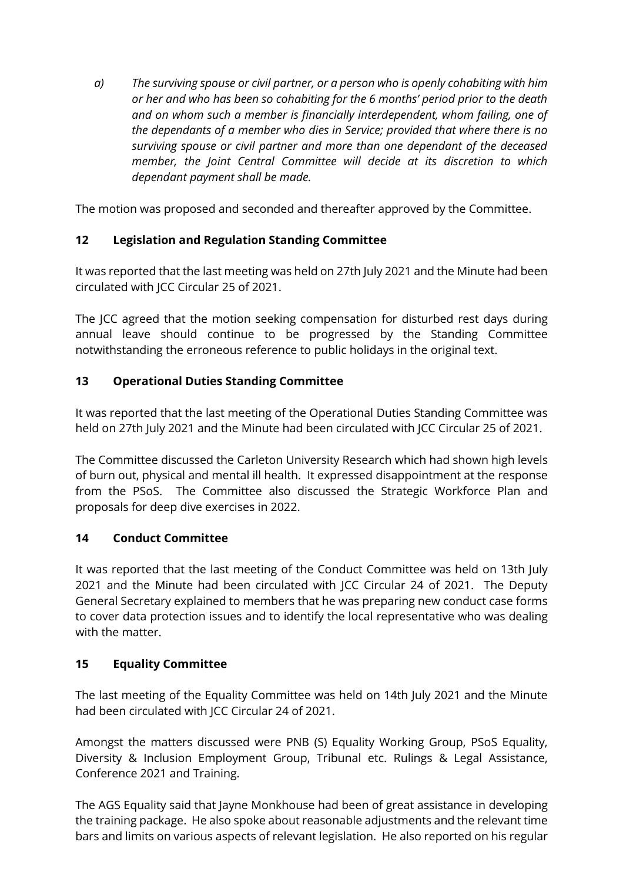*a) The surviving spouse or civil partner, or a person who is openly cohabiting with him or her and who has been so cohabiting for the 6 months' period prior to the death and on whom such a member is financially interdependent, whom failing, one of the dependants of a member who dies in Service; provided that where there is no surviving spouse or civil partner and more than one dependant of the deceased member, the Joint Central Committee will decide at its discretion to which dependant payment shall be made.*

The motion was proposed and seconded and thereafter approved by the Committee.

## 12 Legislation and Regulation Standing Committee

It was reported that the last meeting was held on 27th July 2021 and the Minute had been circulated with JCC Circular 25 of 2021.

The JCC agreed that the motion seeking compensation for disturbed rest days during annual leave should continue to be progressed by the Standing Committee notwithstanding the erroneous reference to public holidays in the original text.

## 13 Operational Duties Standing Committee

It was reported that the last meeting of the Operational Duties Standing Committee was held on 27th July 2021 and the Minute had been circulated with JCC Circular 25 of 2021.

The Committee discussed the Carleton University Research which had shown high levels of burn out, physical and mental ill health. It expressed disappointment at the response from the PSoS. The Committee also discussed the Strategic Workforce Plan and proposals for deep dive exercises in 2022.

## 14 Conduct Committee

It was reported that the last meeting of the Conduct Committee was held on 13th July 2021 and the Minute had been circulated with JCC Circular 24 of 2021. The Deputy General Secretary explained to members that he was preparing new conduct case forms to cover data protection issues and to identify the local representative who was dealing with the matter.

## 15 Equality Committee

The last meeting of the Equality Committee was held on 14th July 2021 and the Minute had been circulated with JCC Circular 24 of 2021.

Amongst the matters discussed were PNB (S) Equality Working Group, PSoS Equality, Diversity & Inclusion Employment Group, Tribunal etc. Rulings & Legal Assistance, Conference 2021 and Training.

The AGS Equality said that Jayne Monkhouse had been of great assistance in developing the training package. He also spoke about reasonable adjustments and the relevant time bars and limits on various aspects of relevant legislation. He also reported on his regular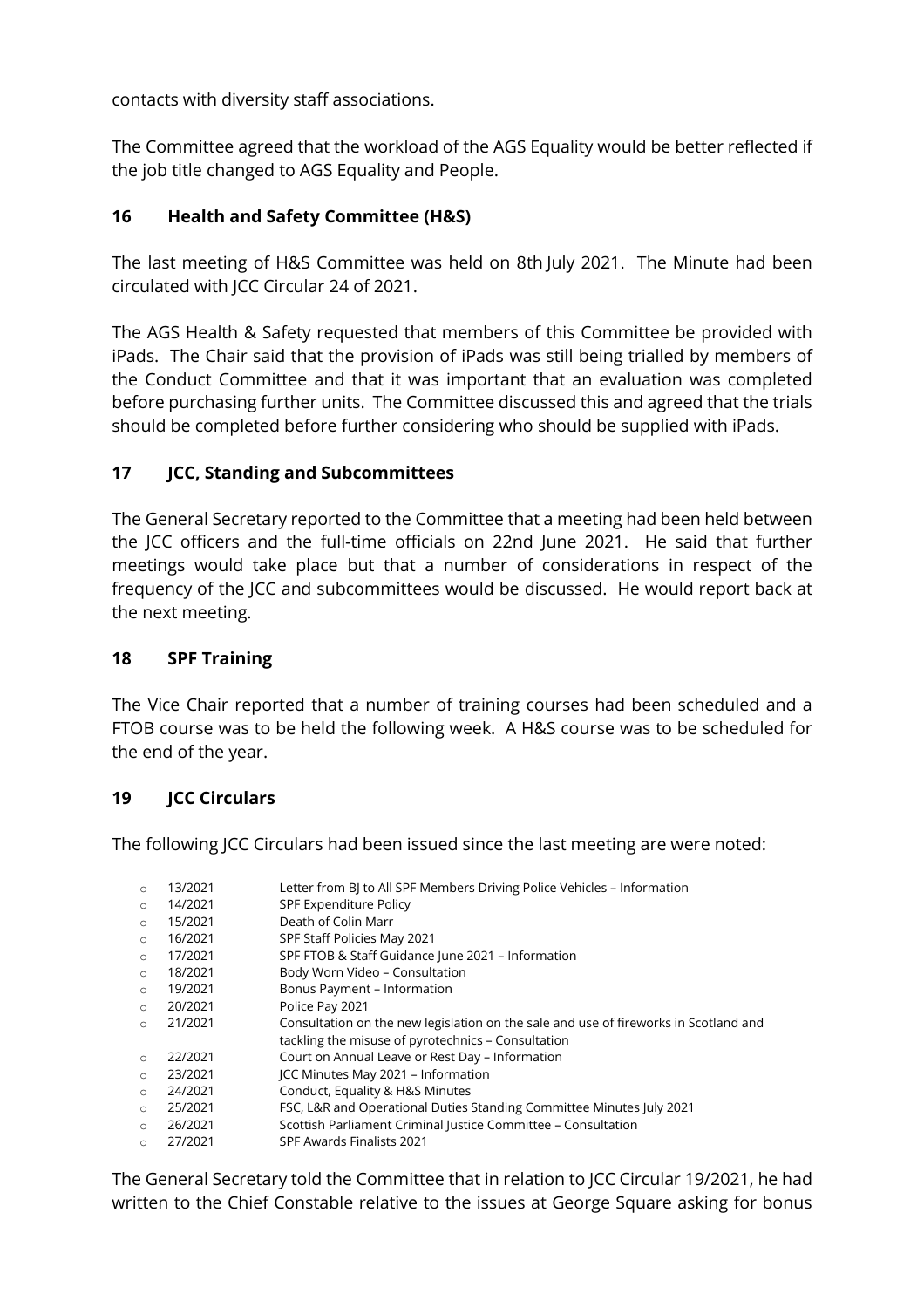contacts with diversity staff associations.

The Committee agreed that the workload of the AGS Equality would be better reflected if the job title changed to AGS Equality and People.

## 16 Health and Safety Committee (H&S)

The last meeting of H&S Committee was held on 8th July 2021. The Minute had been circulated with JCC Circular 24 of 2021.

The AGS Health & Safety requested that members of this Committee be provided with iPads. The Chair said that the provision of iPads was still being trialled by members of the Conduct Committee and that it was important that an evaluation was completed before purchasing further units. The Committee discussed this and agreed that the trials should be completed before further considering who should be supplied with iPads.

## 17 JCC, Standing and Subcommittees

The General Secretary reported to the Committee that a meeting had been held between the JCC officers and the full-time officials on 22nd June 2021. He said that further meetings would take place but that a number of considerations in respect of the frequency of the JCC and subcommittees would be discussed. He would report back at the next meeting.

## 18 SPF Training

The Vice Chair reported that a number of training courses had been scheduled and a FTOB course was to be held the following week. A H&S course was to be scheduled for the end of the year.

## 19 JCC Circulars

The following JCC Circulars had been issued since the last meeting are were noted:

- 13/2021 Letter from BJ to All SPF Members Driving Police Vehicles – Information
- 14/2021 SPF Expenditure Policy
- 15/2021 Death of Colin Marr
- 16/2021 SPF Staff Policies May 2021
- 17/2021 SPF FTOB & Staff Guidance June 2021 – Information
- 18/2021 Body Worn Video – Consultation
- 19/2021 Bonus Payment – Information
- 20/2021 Police Pay 2021
- 21/2021 Consultation on the new legislation on the sale and use of fireworks in Scotland and tackling the misuse of pyrotechnics – Consultation
- 22/2021 Court on Annual Leave or Rest Day – Information
- 23/2021 JCC Minutes May 2021 – Information
- 24/2021 Conduct, Equality & H&S Minutes
- 25/2021 FSC, L&R and Operational Duties Standing Committee Minutes July 2021
- 26/2021 Scottish Parliament Criminal Justice Committee – Consultation
- 27/2021 SPF Awards Finalists 2021

The General Secretary told the Committee that in relation to JCC Circular 19/2021, he had written to the Chief Constable relative to the issues at George Square asking for bonus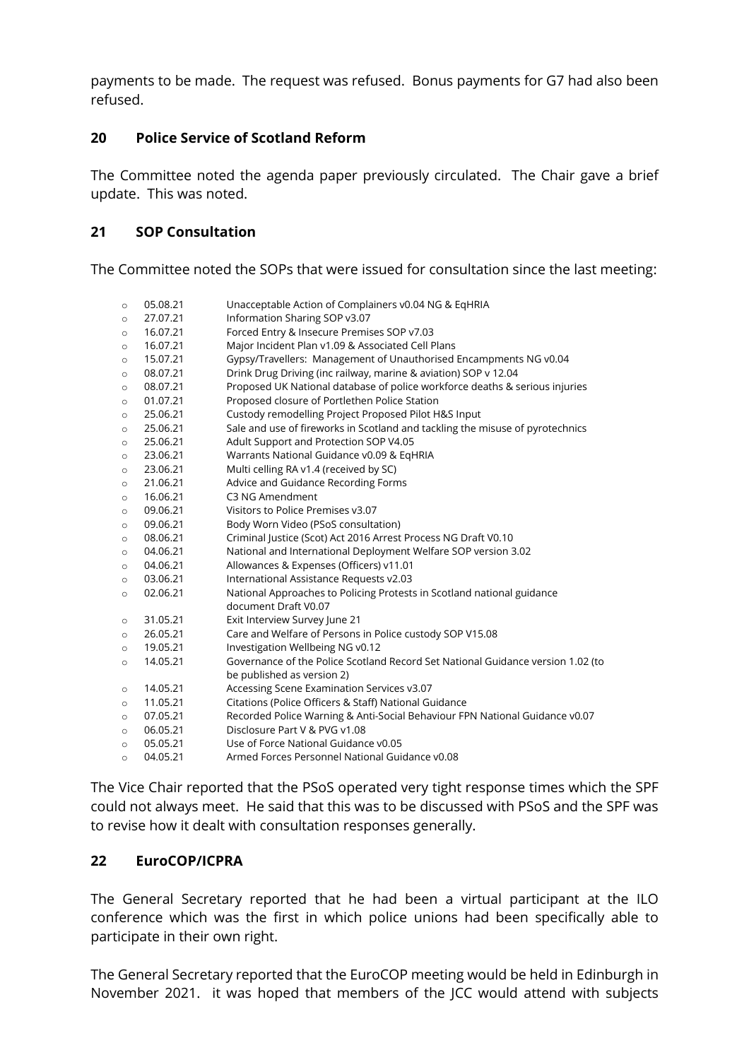payments to be made. The request was refused. Bonus payments for G7 had also been refused.

## 20 Police Service of Scotland Reform

The Committee noted the agenda paper previously circulated. The Chair gave a brief update. This was noted.

## 21 SOP Consultation

The Committee noted the SOPs that were issued for consultation since the last meeting:

- 05.08.21 Unacceptable Action of Complainers v0.04 NG & EqHRIA
- 27.07.21 Information Sharing SOP v3.07
- 16.07.21 Forced Entry & Insecure Premises SOP v7.03
- 16.07.21 Major Incident Plan v1.09 & Associated Cell Plans
- 15.07.21 Gypsy/Travellers: Management of Unauthorised Encampments NG v0.04
- 08.07.21 Drink Drug Driving (inc railway, marine & aviation) SOP v 12.04
- 08.07.21 Proposed UK National database of police workforce deaths & serious injuries
- 01.07.21 Proposed closure of Portlethen Police Station
- 25.06.21 Custody remodelling Project Proposed Pilot H&S Input
- 25.06.21 Sale and use of fireworks in Scotland and tackling the misuse of pyrotechnics
- 25.06.21 Adult Support and Protection SOP V4.05
- 23.06.21 Warrants National Guidance v0.09 & EqHRIA
- 23.06.21 Multi celling RA v1.4 (received by SC)
- 21.06.21 Advice and Guidance Recording Forms
- 16.06.21 C3 NG Amendment
- 09.06.21 Visitors to Police Premises v3.07
- 09.06.21 Body Worn Video (PSoS consultation)
- 08.06.21 Criminal Justice (Scot) Act 2016 Arrest Process NG Draft V0.10
- 04.06.21 National and International Deployment Welfare SOP version 3.02
- 04.06.21 Allowances & Expenses (Officers) v11.01
- 03.06.21 International Assistance Requests v2.03
- 02.06.21 National Approaches to Policing Protests in Scotland national guidance document Draft V0.07
- 31.05.21 Exit Interview Survey June 21
- 26.05.21 Care and Welfare of Persons in Police custody SOP V15.08
- 19.05.21 Investigation Wellbeing NG v0.12
- 14.05.21 Governance of the Police Scotland Record Set National Guidance version 1.02 (to be published as version 2)
- 14.05.21 Accessing Scene Examination Services v3.07
- 11.05.21 Citations (Police Officers & Staff) National Guidance
- 07.05.21 Recorded Police Warning & Anti-Social Behaviour FPN National Guidance v0.07
- 06.05.21 Disclosure Part V & PVG v1.08
- 05.05.21 Use of Force National Guidance v0.05
- 04.05.21 Armed Forces Personnel National Guidance v0.08

The Vice Chair reported that the PSoS operated very tight response times which the SPF could not always meet. He said that this was to be discussed with PSoS and the SPF was to revise how it dealt with consultation responses generally.

## 22 EuroCOP/ICPRA

The General Secretary reported that he had been a virtual participant at the ILO conference which was the first in which police unions had been specifically able to participate in their own right.

The General Secretary reported that the EuroCOP meeting would be held in Edinburgh in November 2021. it was hoped that members of the JCC would attend with subjects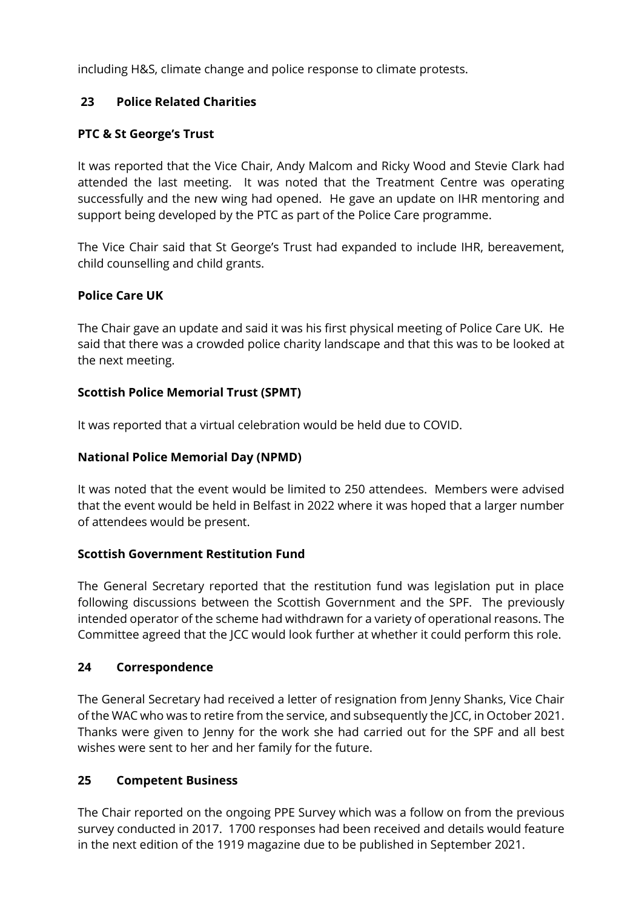including H&S, climate change and police response to climate protests.

## 23 Police Related Charities

**PTC & St George's Trust**

It was reported that the Vice Chair, Andy Malcom and Ricky Wood and Stevie Clark had attended the last meeting. It was noted that the Treatment Centre was operating successfully and the new wing had opened. He gave an update on IHR mentoring and support being developed by the PTC as part of the Police Care programme.

The Vice Chair said that St George's Trust had expanded to include IHR, bereavement, child counselling and child grants.

**Police Care UK**

The Chair gave an update and said it was his first physical meeting of Police Care UK. He said that there was a crowded police charity landscape and that this was to be looked at the next meeting.

**Scottish Police Memorial Trust (SPMT)**

It was reported that a virtual celebration would be held due to COVID.

**National Police Memorial Day (NPMD)**

It was noted that the event would be limited to 250 attendees. Members were advised that the event would be held in Belfast in 2022 where it was hoped that a larger number of attendees would be present.

**Scottish Government Restitution Fund**

The General Secretary reported that the restitution fund was legislation put in place following discussions between the Scottish Government and the SPF. The previously intended operator of the scheme had withdrawn for a variety of operational reasons. The Committee agreed that the JCC would look further at whether it could perform this role.

## 24 Correspondence

The General Secretary had received a letter of resignation from Jenny Shanks, Vice Chair of the WAC who was to retire from the service, and subsequently the JCC, in October 2021. Thanks were given to Jenny for the work she had carried out for the SPF and all best wishes were sent to her and her family for the future.

## 25 Competent Business

The Chair reported on the ongoing PPE Survey which was a follow on from the previous survey conducted in 2017. 1700 responses had been received and details would feature in the next edition of the 1919 magazine due to be published in September 2021.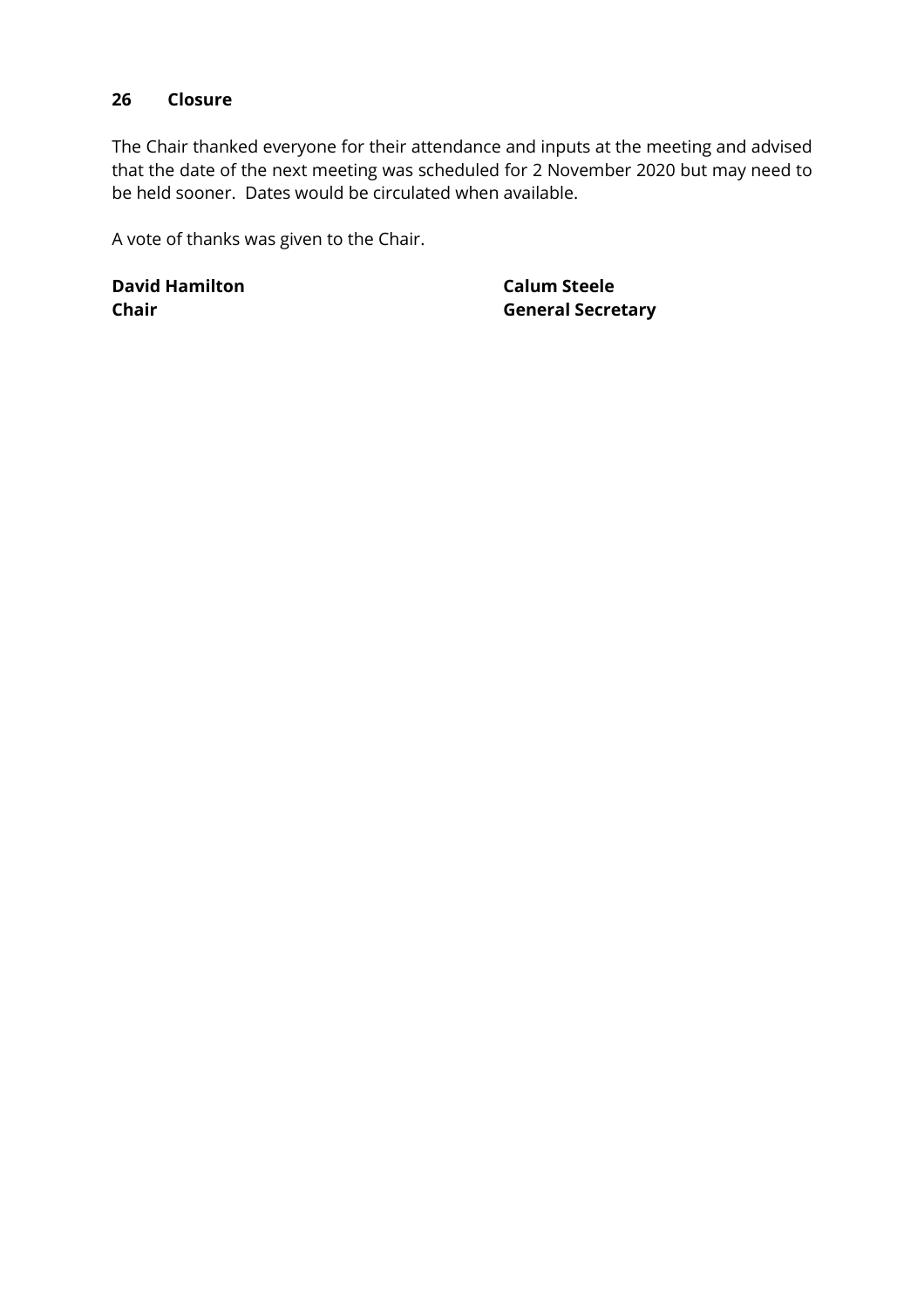## 26 Closure

The Chair thanked everyone for their attendance and inputs at the meeting and advised that the date of the next meeting was scheduled for 2 November 2020 but may need to be held sooner. Dates would be circulated when available.

A vote of thanks was given to the Chair.

**David Hamilton**
**Chair**

**Calum Steele**
**General Secretary**